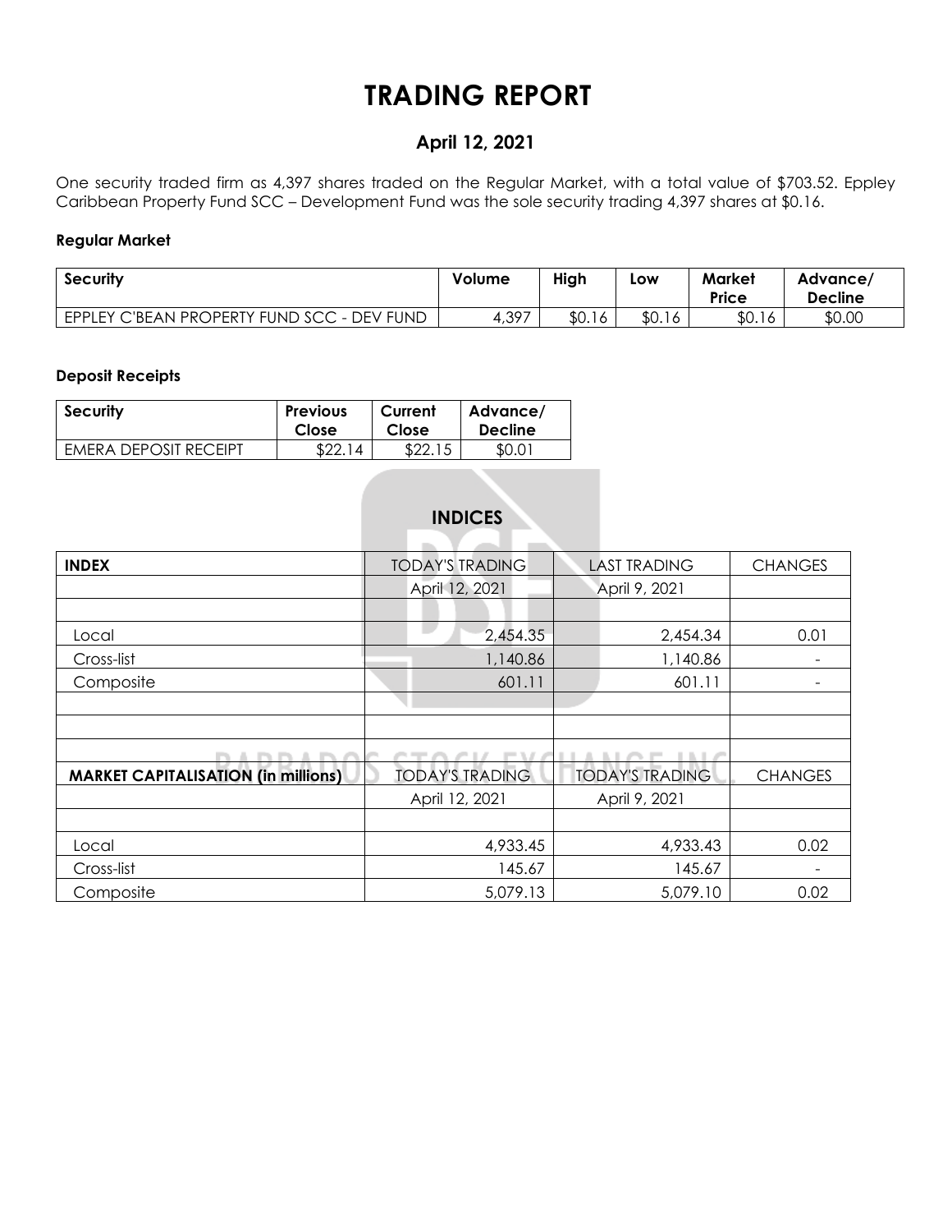# TRADING REPORT

## April 12, 2021

One security traded firm as 4,397 shares traded on the Regular Market, with a total value of $703.52. Eppley Caribbean Property Fund SCC – Development Fund was the sole security trading 4,397 shares at $0.16.

### Regular Market

| Security | Volume | High | Low | Market Price | Advance/ Decline |
|---|---|---|---|---|---|
| EPPLEY C'BEAN PROPERTY FUND SCC - DEV FUND | 4,397 | $0.16 | $0.16 | $0.16 | $0.00 |

### Deposit Receipts

| Security | Previous Close | Current Close | Advance/ Decline |
|---|---|---|---|
| EMERA DEPOSIT RECEIPT | $22.14 | $22.15 | $0.01 |

## INDICES

| INDEX | TODAY'S TRADING | LAST TRADING | CHANGES |
|---|---|---|---|
| | April 12, 2021 | April 9, 2021 | |
| | | | |
| Local | 2,454.35 | 2,454.34 | 0.01 |
| Cross-list | 1,140.86 | 1,140.86 | - |
| Composite | 601.11 | 601.11 | - |
| | | | |
| | | | |
| | | | |
| **MARKET CAPITALISATION (in millions)** | TODAY'S TRADING | TODAY'S TRADING | CHANGES |
| | April 12, 2021 | April 9, 2021 | |
| | | | |
| Local | 4,933.45 | 4,933.43 | 0.02 |
| Cross-list | 145.67 | 145.67 | - |
| Composite | 5,079.13 | 5,079.10 | 0.02 |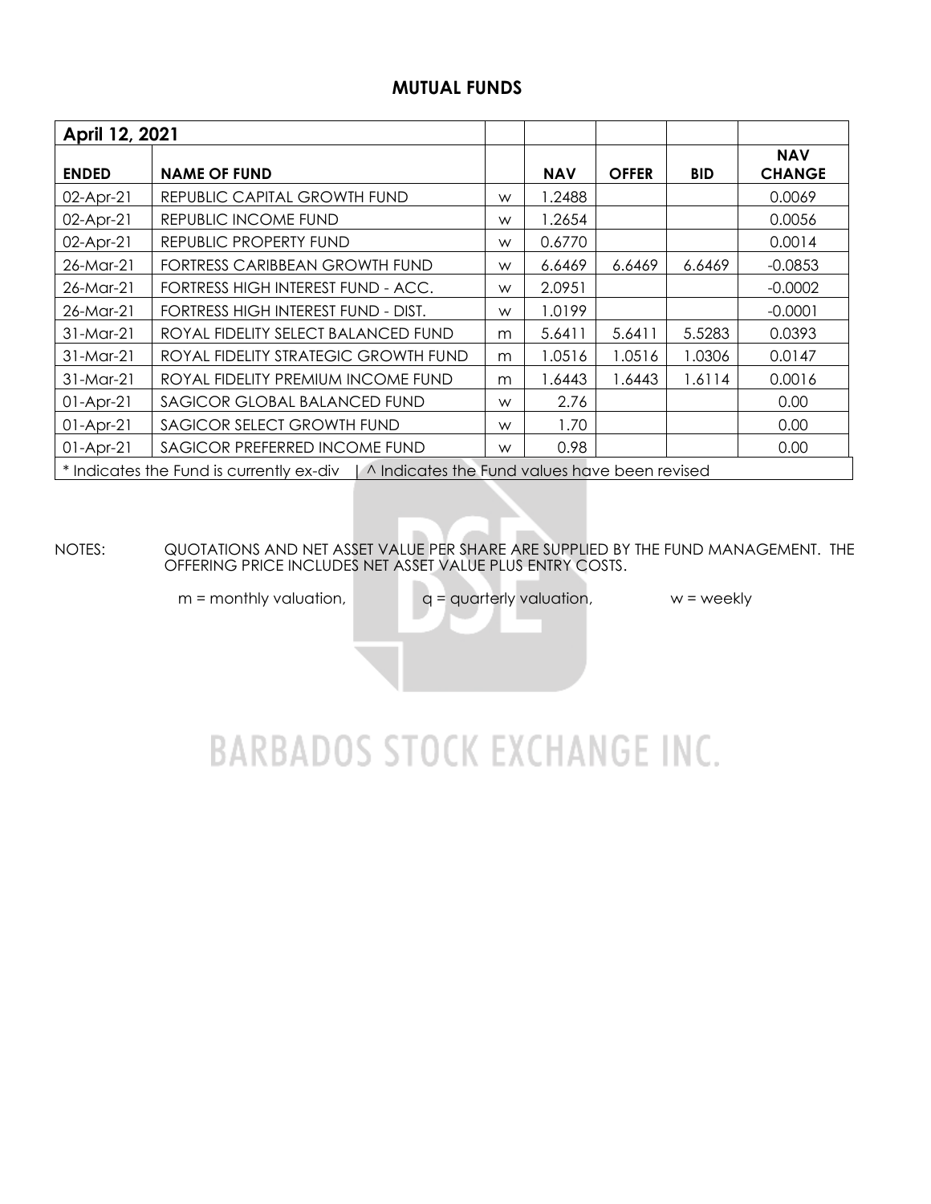## MUTUAL FUNDS

| April 12, 2021 | | | | | | |
|---|---|---|---|---|---|---|
| **ENDED** | **NAME OF FUND** | | **NAV** | **OFFER** | **BID** | **NAV CHANGE** |
| 02-Apr-21 | REPUBLIC CAPITAL GROWTH FUND | w | 1.2488 | | | 0.0069 |
| 02-Apr-21 | REPUBLIC INCOME FUND | w | 1.2654 | | | 0.0056 |
| 02-Apr-21 | REPUBLIC PROPERTY FUND | w | 0.6770 | | | 0.0014 |
| 26-Mar-21 | FORTRESS CARIBBEAN GROWTH FUND | w | 6.6469 | 6.6469 | 6.6469 | -0.0853 |
| 26-Mar-21 | FORTRESS HIGH INTEREST FUND - ACC. | w | 2.0951 | | | -0.0002 |
| 26-Mar-21 | FORTRESS HIGH INTEREST FUND - DIST. | w | 1.0199 | | | -0.0001 |
| 31-Mar-21 | ROYAL FIDELITY SELECT BALANCED FUND | m | 5.6411 | 5.6411 | 5.5283 | 0.0393 |
| 31-Mar-21 | ROYAL FIDELITY STRATEGIC GROWTH FUND | m | 1.0516 | 1.0516 | 1.0306 | 0.0147 |
| 31-Mar-21 | ROYAL FIDELITY PREMIUM INCOME FUND | m | 1.6443 | 1.6443 | 1.6114 | 0.0016 |
| 01-Apr-21 | SAGICOR GLOBAL BALANCED FUND | w | 2.76 | | | 0.00 |
| 01-Apr-21 | SAGICOR SELECT GROWTH FUND | w | 1.70 | | | 0.00 |
| 01-Apr-21 | SAGICOR PREFERRED INCOME FUND | w | 0.98 | | | 0.00 |

* Indicates the Fund is currently ex-div | ^ Indicates the Fund values have been revised

NOTES: QUOTATIONS AND NET ASSET VALUE PER SHARE ARE SUPPLIED BY THE FUND MANAGEMENT. THE OFFERING PRICE INCLUDES NET ASSET VALUE PLUS ENTRY COSTS.

m = monthly valuation, q = quarterly valuation, w = weekly

BARBADOS STOCK EXCHANGE INC.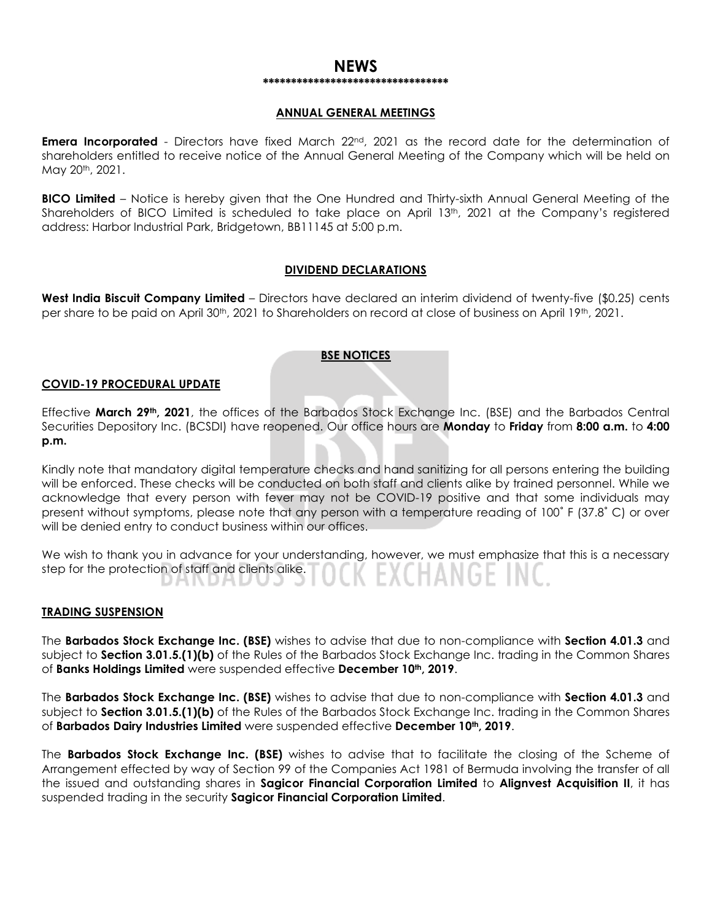# NEWS

**********************************

## ANNUAL GENERAL MEETINGS

**Emera Incorporated** - Directors have fixed March 22nd, 2021 as the record date for the determination of shareholders entitled to receive notice of the Annual General Meeting of the Company which will be held on May 20th, 2021.

**BICO Limited** – Notice is hereby given that the One Hundred and Thirty-sixth Annual General Meeting of the Shareholders of BICO Limited is scheduled to take place on April 13th, 2021 at the Company's registered address: Harbor Industrial Park, Bridgetown, BB11145 at 5:00 p.m.

## DIVIDEND DECLARATIONS

**West India Biscuit Company Limited** – Directors have declared an interim dividend of twenty-five ($0.25) cents per share to be paid on April 30th, 2021 to Shareholders on record at close of business on April 19th, 2021.

## BSE NOTICES

### COVID-19 PROCEDURAL UPDATE

Effective **March 29th, 2021**, the offices of the Barbados Stock Exchange Inc. (BSE) and the Barbados Central Securities Depository Inc. (BCSDI) have reopened. Our office hours are **Monday** to **Friday** from **8:00 a.m.** to **4:00 p.m.**

Kindly note that mandatory digital temperature checks and hand sanitizing for all persons entering the building will be enforced. These checks will be conducted on both staff and clients alike by trained personnel. While we acknowledge that every person with fever may not be COVID-19 positive and that some individuals may present without symptoms, please note that any person with a temperature reading of 100˚ F (37.8˚ C) or over will be denied entry to conduct business within our offices.

We wish to thank you in advance for your understanding, however, we must emphasize that this is a necessary step for the protection of staff and clients alike.

### TRADING SUSPENSION

The **Barbados Stock Exchange Inc. (BSE)** wishes to advise that due to non-compliance with **Section 4.01.3** and subject to **Section 3.01.5.(1)(b)** of the Rules of the Barbados Stock Exchange Inc. trading in the Common Shares of **Banks Holdings Limited** were suspended effective **December 10th, 2019**.

The **Barbados Stock Exchange Inc. (BSE)** wishes to advise that due to non-compliance with **Section 4.01.3** and subject to **Section 3.01.5.(1)(b)** of the Rules of the Barbados Stock Exchange Inc. trading in the Common Shares of **Barbados Dairy Industries Limited** were suspended effective **December 10th, 2019**.

The **Barbados Stock Exchange Inc. (BSE)** wishes to advise that to facilitate the closing of the Scheme of Arrangement effected by way of Section 99 of the Companies Act 1981 of Bermuda involving the transfer of all the issued and outstanding shares in **Sagicor Financial Corporation Limited** to **Alignvest Acquisition II**, it has suspended trading in the security **Sagicor Financial Corporation Limited**.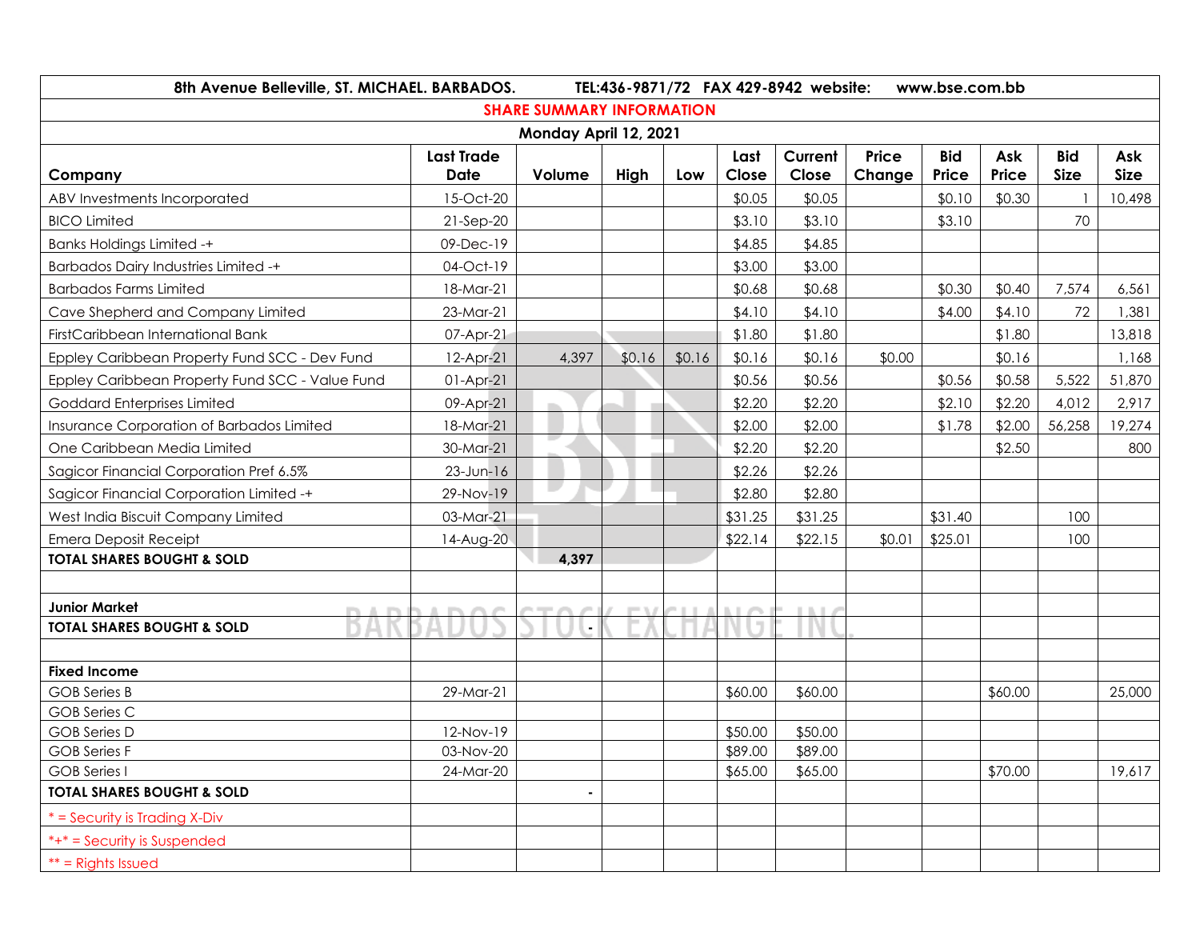8th Avenue Belleville, ST. MICHAEL. BARBADOS. TEL:436-9871/72 FAX 429-8942 website: www.bse.com.bb

## SHARE SUMMARY INFORMATION

### Monday April 12, 2021

| Company | Last Trade Date | Volume | High | Low | Last Close | Current Close | Price Change | Bid Price | Ask Price | Bid Size | Ask Size |
|---|---|---|---|---|---|---|---|---|---|---|---|
| ABV Investments Incorporated | 15-Oct-20 | | | | $0.05 | $0.05 | | $0.10 | $0.30 | 1 | 10,498 |
| BICO Limited | 21-Sep-20 | | | | $3.10 | $3.10 | | $3.10 | | 70 | |
| Banks Holdings Limited -+ | 09-Dec-19 | | | | $4.85 | $4.85 | | | | | |
| Barbados Dairy Industries Limited -+ | 04-Oct-19 | | | | $3.00 | $3.00 | | | | | |
| Barbados Farms Limited | 18-Mar-21 | | | | $0.68 | $0.68 | | $0.30 | $0.40 | 7,574 | 6,561 |
| Cave Shepherd and Company Limited | 23-Mar-21 | | | | $4.10 | $4.10 | | $4.00 | $4.10 | 72 | 1,381 |
| FirstCaribbean International Bank | 07-Apr-21 | | | | $1.80 | $1.80 | | | $1.80 | | 13,818 |
| Eppley Caribbean Property Fund SCC - Dev Fund | 12-Apr-21 | 4,397 | $0.16 | $0.16 | $0.16 | $0.16 | $0.00 | | $0.16 | | 1,168 |
| Eppley Caribbean Property Fund SCC - Value Fund | 01-Apr-21 | | | | $0.56 | $0.56 | | $0.56 | $0.58 | 5,522 | 51,870 |
| Goddard Enterprises Limited | 09-Apr-21 | | | | $2.20 | $2.20 | | $2.10 | $2.20 | 4,012 | 2,917 |
| Insurance Corporation of Barbados Limited | 18-Mar-21 | | | | $2.00 | $2.00 | | $1.78 | $2.00 | 56,258 | 19,274 |
| One Caribbean Media Limited | 30-Mar-21 | | | | $2.20 | $2.20 | | | $2.50 | | 800 |
| Sagicor Financial Corporation Pref 6.5% | 23-Jun-16 | | | | $2.26 | $2.26 | | | | | |
| Sagicor Financial Corporation Limited -+ | 29-Nov-19 | | | | $2.80 | $2.80 | | | | | |
| West India Biscuit Company Limited | 03-Mar-21 | | | | $31.25 | $31.25 | | $31.40 | | 100 | |
| Emera Deposit Receipt | 14-Aug-20 | | | | $22.14 | $22.15 | $0.01 | $25.01 | | 100 | |
| **TOTAL SHARES BOUGHT & SOLD** | | **4,397** | | | | | | | | | |
| | | | | | | | | | | | |
| **Junior Market** | | | | | | | | | | | |
| **TOTAL SHARES BOUGHT & SOLD** | | - | | | | | | | | | |
| | | | | | | | | | | | |
| **Fixed Income** | | | | | | | | | | | |
| GOB Series B | 29-Mar-21 | | | | $60.00 | $60.00 | | | $60.00 | | 25,000 |
| GOB Series C | | | | | | | | | | | |
| GOB Series D | 12-Nov-19 | | | | $50.00 | $50.00 | | | | | |
| GOB Series F | 03-Nov-20 | | | | $89.00 | $89.00 | | | | | |
| GOB Series I | 24-Mar-20 | | | | $65.00 | $65.00 | | | $70.00 | | 19,617 |
| **TOTAL SHARES BOUGHT & SOLD** | | - | | | | | | | | | |
| * = Security is Trading X-Div | | | | | | | | | | | |
| *+* = Security is Suspended | | | | | | | | | | | |
| ** = Rights Issued | | | | | | | | | | | |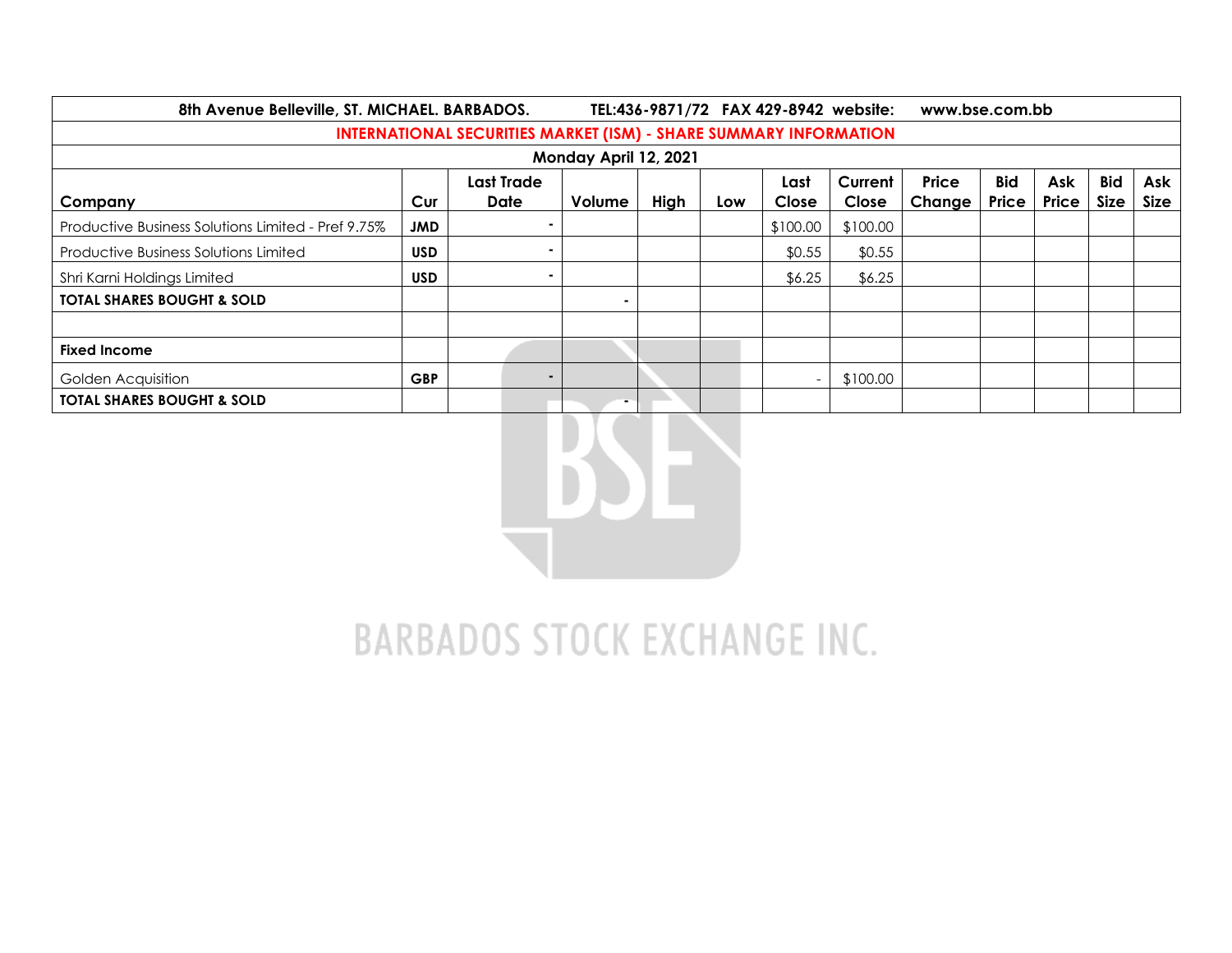8th Avenue Belleville, ST. MICHAEL. BARBADOS. TEL:436-9871/72 FAX 429-8942 website: www.bse.com.bb

**INTERNATIONAL SECURITIES MARKET (ISM) - SHARE SUMMARY INFORMATION**

**Monday April 12, 2021**

| Company | Cur | Last Trade Date | Volume | High | Low | Last Close | Current Close | Price Change | Bid Price | Ask Price | Bid Size | Ask Size |
|---|---|---|---|---|---|---|---|---|---|---|---|---|
| Productive Business Solutions Limited - Pref 9.75% | **JMD** | - | | | | $100.00 | $100.00 | | | | | |
| Productive Business Solutions Limited | **USD** | - | | | | $0.55 | $0.55 | | | | | |
| Shri Karni Holdings Limited | **USD** | - | | | | $6.25 | $6.25 | | | | | |
| **TOTAL SHARES BOUGHT & SOLD** | | | - | | | | | | | | | |
| | | | | | | | | | | | | |
| **Fixed Income** | | | | | | | | | | | | |
| Golden Acquisition | **GBP** | - | | | | - | $100.00 | | | | | |
| **TOTAL SHARES BOUGHT & SOLD** | | | - | | | | | | | | | |

BARBADOS STOCK EXCHANGE INC.